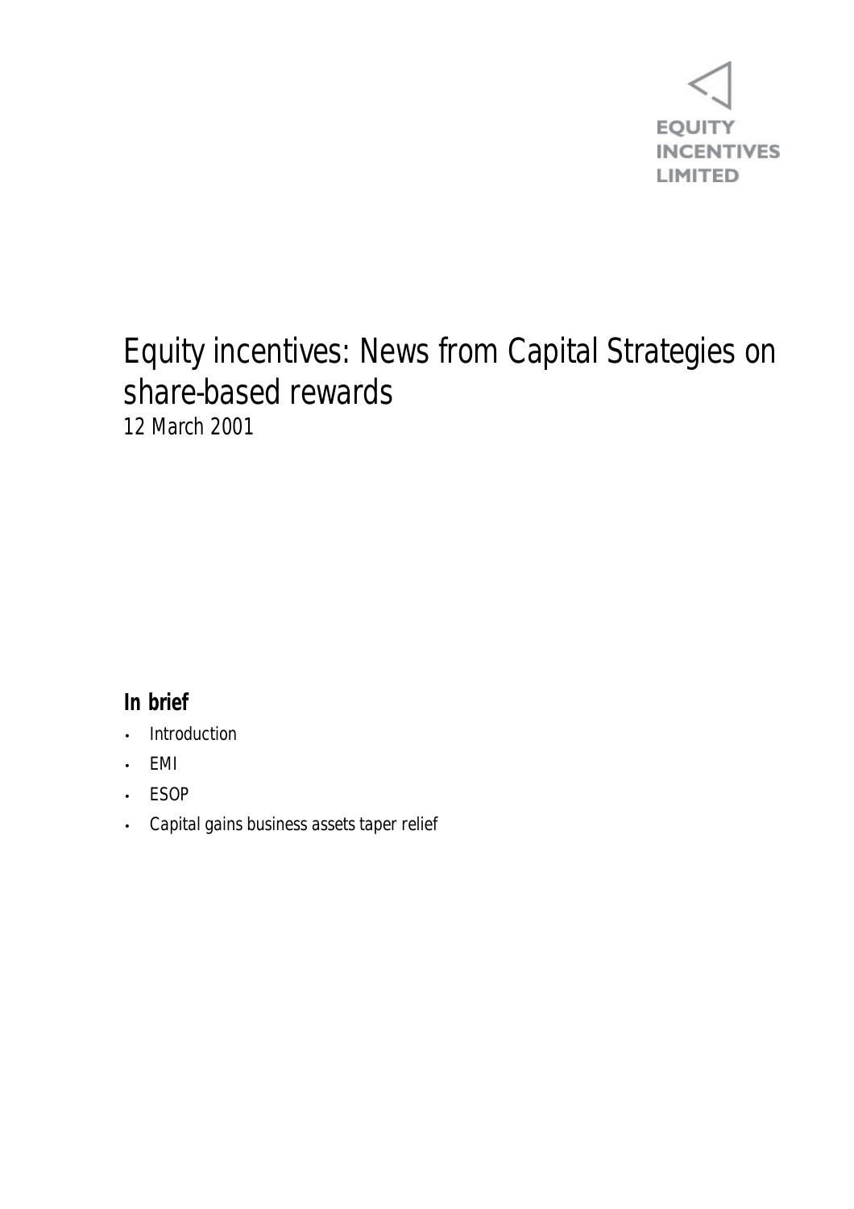EQUITY INCENTIVES LIMITED

# Equity incentives: News from Capital Strategies on share-based rewards

*12 March 2001*

## In brief

- Introduction
- EMI
- ESOP
- Capital gains business assets taper relief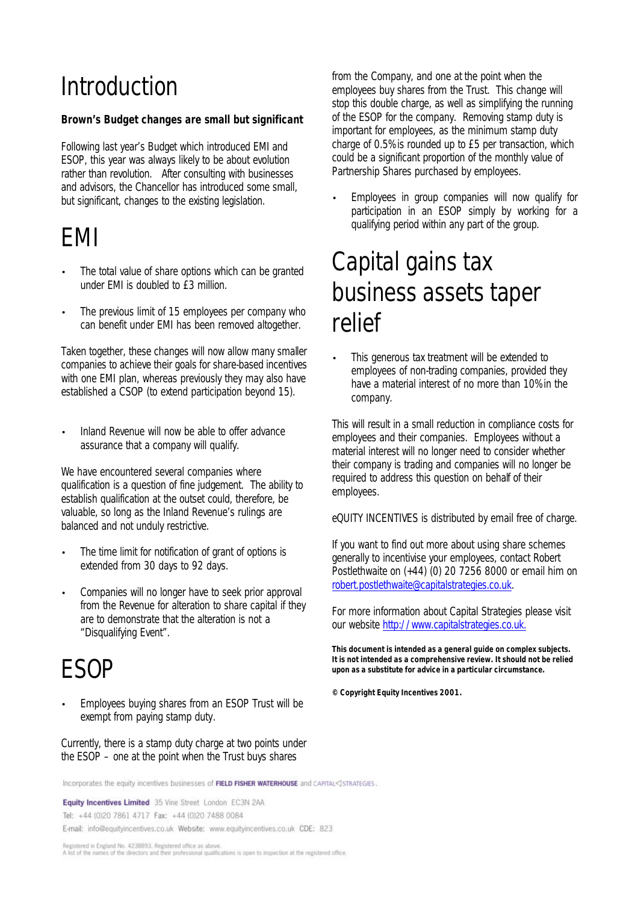# Introduction

**Brown's Budget changes are small but significant**

Following last year's Budget which introduced EMI and ESOP, this year was always likely to be about evolution rather than revolution. After consulting with businesses and advisors, the Chancellor has introduced some small, but significant, changes to the existing legislation.

# EMI

- The total value of share options which can be granted under EMI is doubled to £3 million.
- The previous limit of 15 employees per company who can benefit under EMI has been removed altogether.

Taken together, these changes will now allow many smaller companies to achieve their goals for share-based incentives with one EMI plan, whereas previously they may also have established a CSOP (to extend participation beyond 15).

- Inland Revenue will now be able to offer advance assurance that a company will qualify.

We have encountered several companies where qualification is a question of fine judgement. The ability to establish qualification at the outset could, therefore, be valuable, so long as the Inland Revenue's rulings are balanced and not unduly restrictive.

- The time limit for notification of grant of options is extended from 30 days to 92 days.
- Companies will no longer have to seek prior approval from the Revenue for alteration to share capital if they are to demonstrate that the alteration is not a "Disqualifying Event".

# ESOP

- Employees buying shares from an ESOP Trust will be exempt from paying stamp duty.

Currently, there is a stamp duty charge at two points under the ESOP – one at the point when the Trust buys shares from the Company, and one at the point when the employees buy shares from the Trust. This change will stop this double charge, as well as simplifying the running of the ESOP for the company. Removing stamp duty is important for employees, as the minimum stamp duty charge of 0.5% is rounded up to £5 per transaction, which could be a significant proportion of the monthly value of Partnership Shares purchased by employees.

- Employees in group companies will now qualify for participation in an ESOP simply by working for a qualifying period within any part of the group.

# Capital gains tax business assets taper relief

- This generous tax treatment will be extended to employees of non-trading companies, provided they have a material interest of no more than 10% in the company.

This will result in a small reduction in compliance costs for employees and their companies. Employees without a material interest will no longer need to consider whether their company is trading and companies will no longer be required to address this question on behalf of their employees.

eQUITY INCENTIVES is distributed by email free of charge.

If you want to find out more about using share schemes generally to incentivise your employees, contact Robert Postlethwaite on (+44) (0) 20 7256 8000 or email him on robert.postlethwaite@capitalstrategies.co.uk.

For more information about Capital Strategies please visit our website http://www.capitalstrategies.co.uk.

**This document is intended as a general guide on complex subjects. It is not intended as a comprehensive review. It should not be relied upon as a substitute for advice in a particular circumstance.**

**© Copyright Equity Incentives 2001.**

Incorporates the equity incentives businesses of FIELD FISHER WATERHOUSE and CAPITAL STRATEGIES.

**Equity Incentives Limited** 35 Vine Street London EC3N 2AA
Tel: +44 (0)20 7861 4717 Fax: +44 (0)20 7488 0084
E-mail: info@equityincentives.co.uk Website: www.equityincentives.co.uk CDE: 823

Registered in England No. 4238893. Registered office as above.
A list of the names of the directors and their professional qualifications is open to inspection at the registered office.